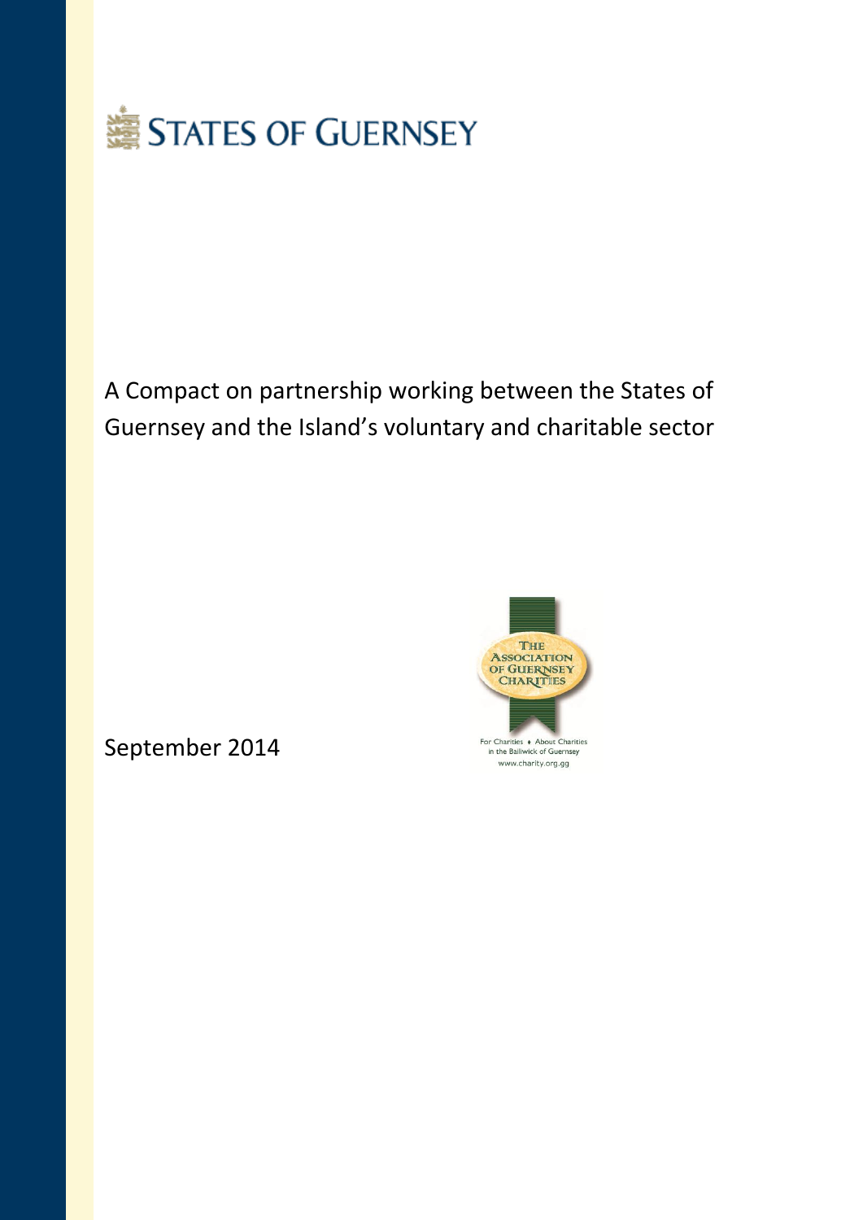STATES OF GUERNSEY

# A Compact on partnership working between the States of Guernsey and the Island's voluntary and charitable sector

The Association of Guernsey Charities

For Charities ♦ About Charities in the Bailiwick of Guernsey

www.charity.org.gg

September 2014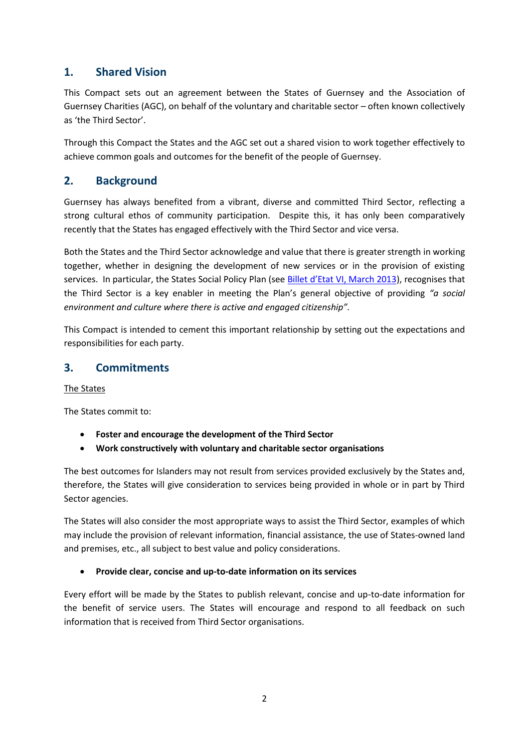## 1. Shared Vision

This Compact sets out an agreement between the States of Guernsey and the Association of Guernsey Charities (AGC), on behalf of the voluntary and charitable sector – often known collectively as 'the Third Sector'.

Through this Compact the States and the AGC set out a shared vision to work together effectively to achieve common goals and outcomes for the benefit of the people of Guernsey.

## 2. Background

Guernsey has always benefited from a vibrant, diverse and committed Third Sector, reflecting a strong cultural ethos of community participation. Despite this, it has only been comparatively recently that the States has engaged effectively with the Third Sector and vice versa.

Both the States and the Third Sector acknowledge and value that there is greater strength in working together, whether in designing the development of new services or in the provision of existing services. In particular, the States Social Policy Plan (see Billet d'Etat VI, March 2013), recognises that the Third Sector is a key enabler in meeting the Plan's general objective of providing *"a social environment and culture where there is active and engaged citizenship".*

This Compact is intended to cement this important relationship by setting out the expectations and responsibilities for each party.

## 3. Commitments

The States

The States commit to:

- **Foster and encourage the development of the Third Sector**
- **Work constructively with voluntary and charitable sector organisations**

The best outcomes for Islanders may not result from services provided exclusively by the States and, therefore, the States will give consideration to services being provided in whole or in part by Third Sector agencies.

The States will also consider the most appropriate ways to assist the Third Sector, examples of which may include the provision of relevant information, financial assistance, the use of States-owned land and premises, etc., all subject to best value and policy considerations.

- **Provide clear, concise and up-to-date information on its services**

Every effort will be made by the States to publish relevant, concise and up-to-date information for the benefit of service users. The States will encourage and respond to all feedback on such information that is received from Third Sector organisations.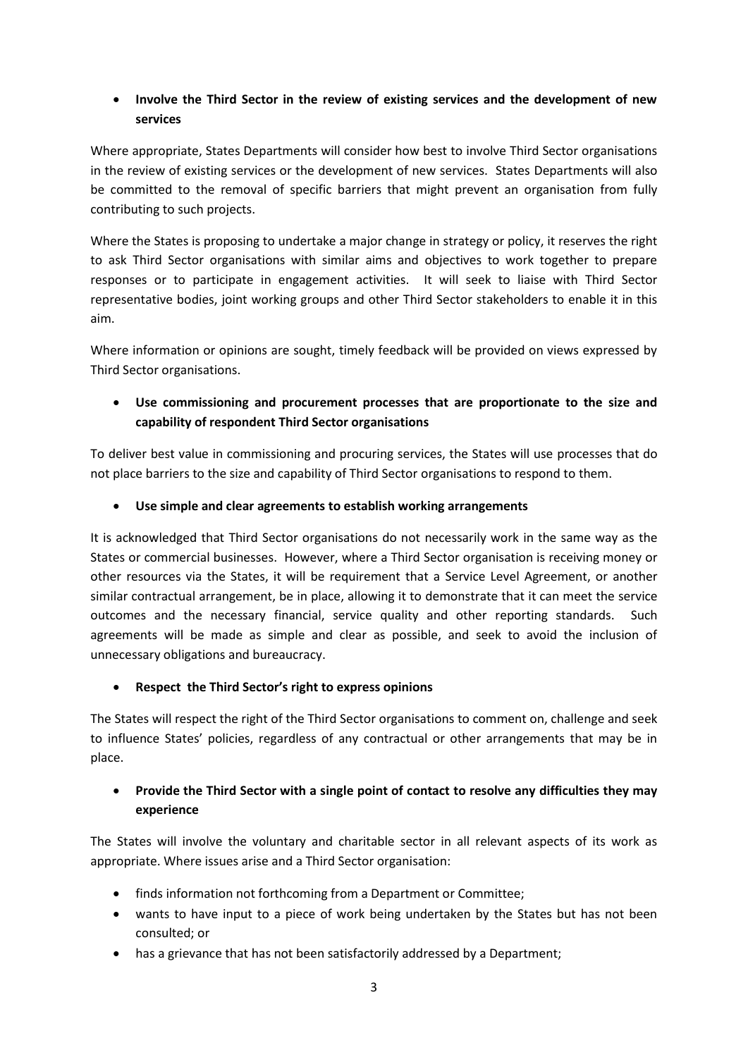- **Involve the Third Sector in the review of existing services and the development of new services**

Where appropriate, States Departments will consider how best to involve Third Sector organisations in the review of existing services or the development of new services. States Departments will also be committed to the removal of specific barriers that might prevent an organisation from fully contributing to such projects.

Where the States is proposing to undertake a major change in strategy or policy, it reserves the right to ask Third Sector organisations with similar aims and objectives to work together to prepare responses or to participate in engagement activities. It will seek to liaise with Third Sector representative bodies, joint working groups and other Third Sector stakeholders to enable it in this aim.

Where information or opinions are sought, timely feedback will be provided on views expressed by Third Sector organisations.

- **Use commissioning and procurement processes that are proportionate to the size and capability of respondent Third Sector organisations**

To deliver best value in commissioning and procuring services, the States will use processes that do not place barriers to the size and capability of Third Sector organisations to respond to them.

- **Use simple and clear agreements to establish working arrangements**

It is acknowledged that Third Sector organisations do not necessarily work in the same way as the States or commercial businesses. However, where a Third Sector organisation is receiving money or other resources via the States, it will be requirement that a Service Level Agreement, or another similar contractual arrangement, be in place, allowing it to demonstrate that it can meet the service outcomes and the necessary financial, service quality and other reporting standards. Such agreements will be made as simple and clear as possible, and seek to avoid the inclusion of unnecessary obligations and bureaucracy.

- **Respect the Third Sector's right to express opinions**

The States will respect the right of the Third Sector organisations to comment on, challenge and seek to influence States' policies, regardless of any contractual or other arrangements that may be in place.

- **Provide the Third Sector with a single point of contact to resolve any difficulties they may experience**

The States will involve the voluntary and charitable sector in all relevant aspects of its work as appropriate. Where issues arise and a Third Sector organisation:

- finds information not forthcoming from a Department or Committee;
- wants to have input to a piece of work being undertaken by the States but has not been consulted; or
- has a grievance that has not been satisfactorily addressed by a Department;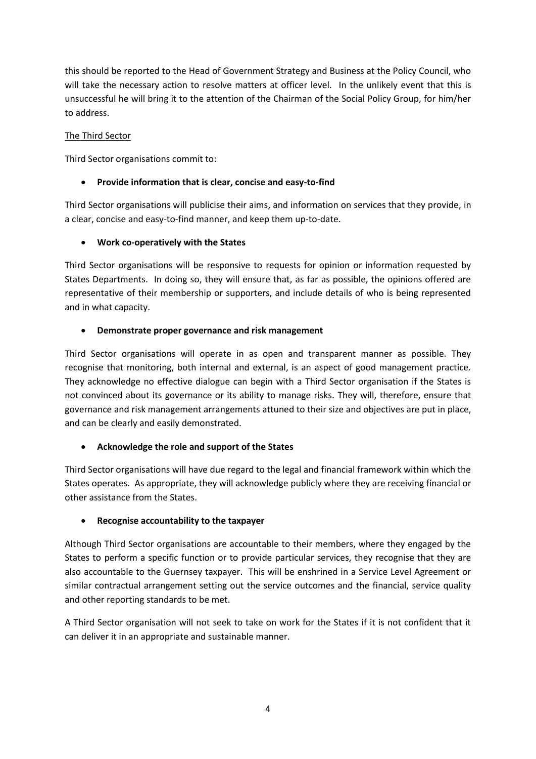this should be reported to the Head of Government Strategy and Business at the Policy Council, who will take the necessary action to resolve matters at officer level. In the unlikely event that this is unsuccessful he will bring it to the attention of the Chairman of the Social Policy Group, for him/her to address.

<u>The Third Sector</u>

Third Sector organisations commit to:

- **Provide information that is clear, concise and easy-to-find**

Third Sector organisations will publicise their aims, and information on services that they provide, in a clear, concise and easy-to-find manner, and keep them up-to-date.

- **Work co-operatively with the States**

Third Sector organisations will be responsive to requests for opinion or information requested by States Departments. In doing so, they will ensure that, as far as possible, the opinions offered are representative of their membership or supporters, and include details of who is being represented and in what capacity.

- **Demonstrate proper governance and risk management**

Third Sector organisations will operate in as open and transparent manner as possible. They recognise that monitoring, both internal and external, is an aspect of good management practice. They acknowledge no effective dialogue can begin with a Third Sector organisation if the States is not convinced about its governance or its ability to manage risks. They will, therefore, ensure that governance and risk management arrangements attuned to their size and objectives are put in place, and can be clearly and easily demonstrated.

- **Acknowledge the role and support of the States**

Third Sector organisations will have due regard to the legal and financial framework within which the States operates. As appropriate, they will acknowledge publicly where they are receiving financial or other assistance from the States.

- **Recognise accountability to the taxpayer**

Although Third Sector organisations are accountable to their members, where they engaged by the States to perform a specific function or to provide particular services, they recognise that they are also accountable to the Guernsey taxpayer. This will be enshrined in a Service Level Agreement or similar contractual arrangement setting out the service outcomes and the financial, service quality and other reporting standards to be met.

A Third Sector organisation will not seek to take on work for the States if it is not confident that it can deliver it in an appropriate and sustainable manner.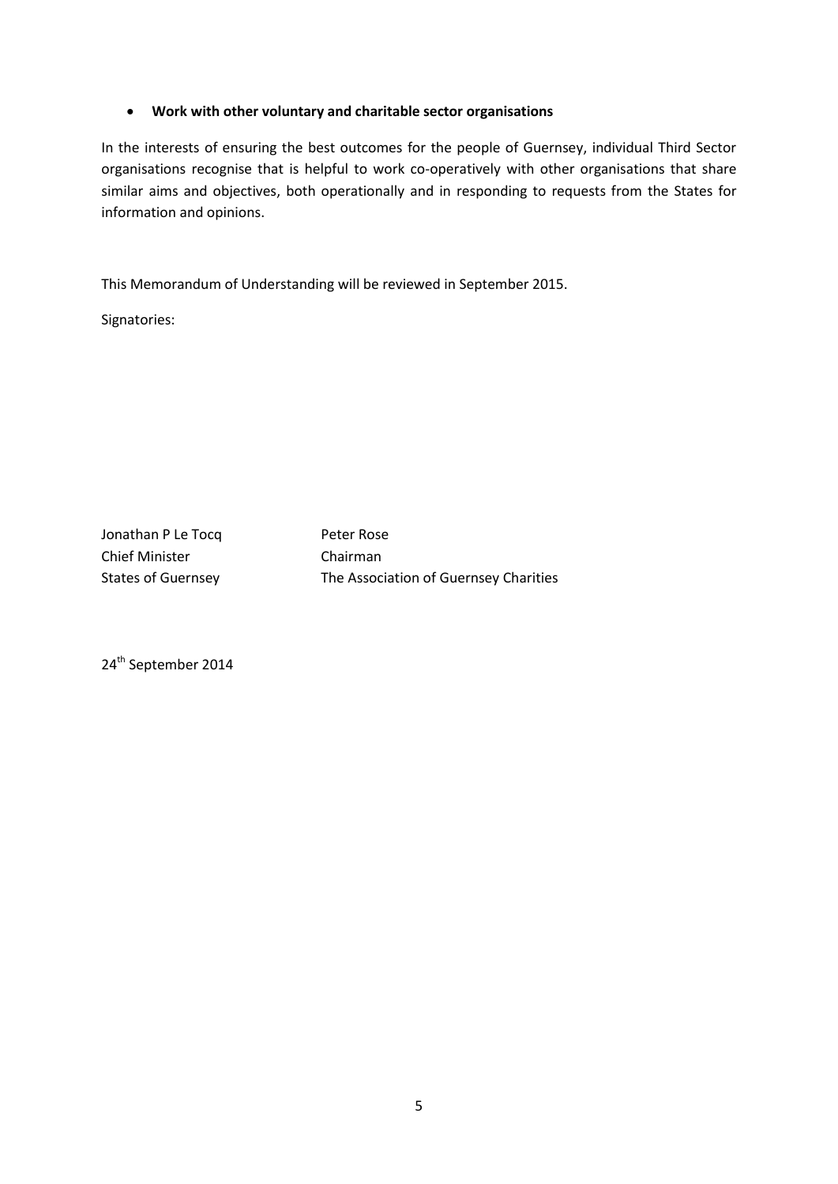- **Work with other voluntary and charitable sector organisations**

In the interests of ensuring the best outcomes for the people of Guernsey, individual Third Sector organisations recognise that is helpful to work co-operatively with other organisations that share similar aims and objectives, both operationally and in responding to requests from the States for information and opinions.

This Memorandum of Understanding will be reviewed in September 2015.

Signatories:

| | |
|---|---|
| Jonathan P Le Tocq | Peter Rose |
| Chief Minister | Chairman |
| States of Guernsey | The Association of Guernsey Charities |

24th September 2014